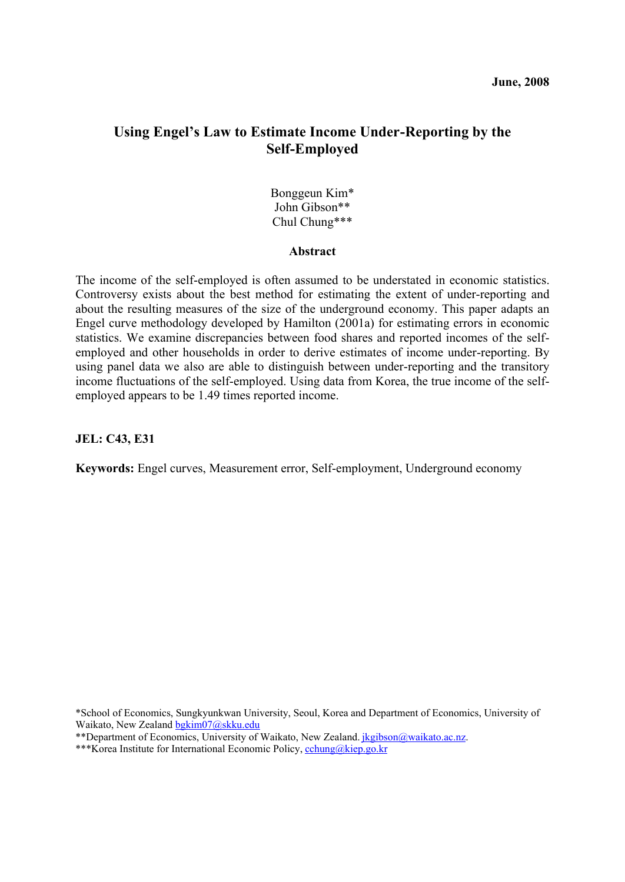June, 2008

# Using Engel's Law to Estimate Income Under-Reporting by the Self-Employed

Bonggeun Kim*
John Gibson**
Chul Chung***

## Abstract

The income of the self-employed is often assumed to be understated in economic statistics. Controversy exists about the best method for estimating the extent of under-reporting and about the resulting measures of the size of the underground economy. This paper adapts an Engel curve methodology developed by Hamilton (2001a) for estimating errors in economic statistics. We examine discrepancies between food shares and reported incomes of the self-employed and other households in order to derive estimates of income under-reporting. By using panel data we also are able to distinguish between under-reporting and the transitory income fluctuations of the self-employed. Using data from Korea, the true income of the self-employed appears to be 1.49 times reported income.

**JEL: C43, E31**

**Keywords:** Engel curves, Measurement error, Self-employment, Underground economy

*School of Economics, Sungkyunkwan University, Seoul, Korea and Department of Economics, University of Waikato, New Zealand bgkim07@skku.edu

**Department of Economics, University of Waikato, New Zealand. jkgibson@waikato.ac.nz.

***Korea Institute for International Economic Policy, cchung@kiep.go.kr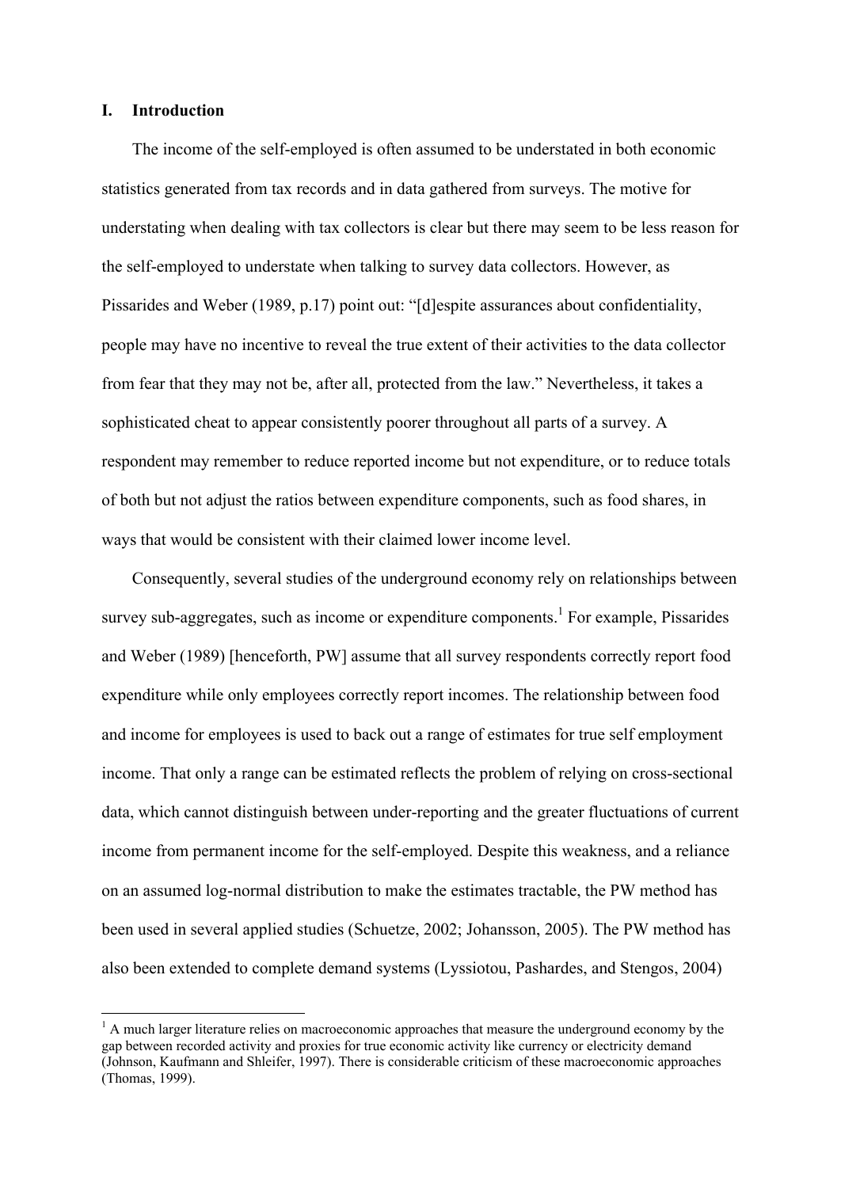## I. Introduction

The income of the self-employed is often assumed to be understated in both economic statistics generated from tax records and in data gathered from surveys. The motive for understating when dealing with tax collectors is clear but there may seem to be less reason for the self-employed to understate when talking to survey data collectors. However, as Pissarides and Weber (1989, p.17) point out: "[d]espite assurances about confidentiality, people may have no incentive to reveal the true extent of their activities to the data collector from fear that they may not be, after all, protected from the law." Nevertheless, it takes a sophisticated cheat to appear consistently poorer throughout all parts of a survey. A respondent may remember to reduce reported income but not expenditure, or to reduce totals of both but not adjust the ratios between expenditure components, such as food shares, in ways that would be consistent with their claimed lower income level.

Consequently, several studies of the underground economy rely on relationships between survey sub-aggregates, such as income or expenditure components.[1] For example, Pissarides and Weber (1989) [henceforth, PW] assume that all survey respondents correctly report food expenditure while only employees correctly report incomes. The relationship between food and income for employees is used to back out a range of estimates for true self employment income. That only a range can be estimated reflects the problem of relying on cross-sectional data, which cannot distinguish between under-reporting and the greater fluctuations of current income from permanent income for the self-employed. Despite this weakness, and a reliance on an assumed log-normal distribution to make the estimates tractable, the PW method has been used in several applied studies (Schuetze, 2002; Johansson, 2005). The PW method has also been extended to complete demand systems (Lyssiotou, Pashardes, and Stengos, 2004)

[1] A much larger literature relies on macroeconomic approaches that measure the underground economy by the gap between recorded activity and proxies for true economic activity like currency or electricity demand (Johnson, Kaufmann and Shleifer, 1997). There is considerable criticism of these macroeconomic approaches (Thomas, 1999).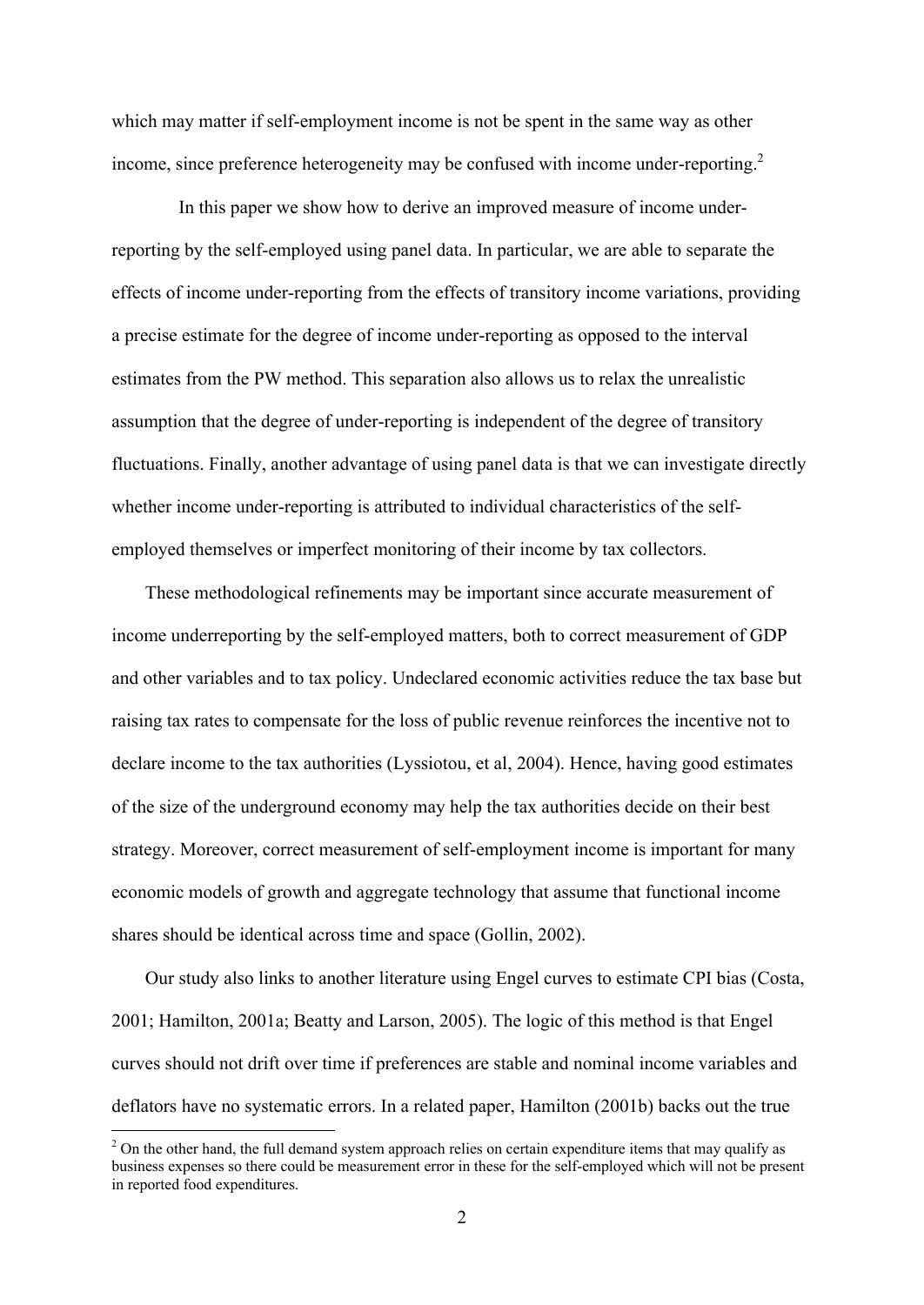which may matter if self-employment income is not be spent in the same way as other income, since preference heterogeneity may be confused with income under-reporting.[2]

In this paper we show how to derive an improved measure of income under-reporting by the self-employed using panel data. In particular, we are able to separate the effects of income under-reporting from the effects of transitory income variations, providing a precise estimate for the degree of income under-reporting as opposed to the interval estimates from the PW method. This separation also allows us to relax the unrealistic assumption that the degree of under-reporting is independent of the degree of transitory fluctuations. Finally, another advantage of using panel data is that we can investigate directly whether income under-reporting is attributed to individual characteristics of the self-employed themselves or imperfect monitoring of their income by tax collectors.

These methodological refinements may be important since accurate measurement of income underreporting by the self-employed matters, both to correct measurement of GDP and other variables and to tax policy. Undeclared economic activities reduce the tax base but raising tax rates to compensate for the loss of public revenue reinforces the incentive not to declare income to the tax authorities (Lyssiotou, et al, 2004). Hence, having good estimates of the size of the underground economy may help the tax authorities decide on their best strategy. Moreover, correct measurement of self-employment income is important for many economic models of growth and aggregate technology that assume that functional income shares should be identical across time and space (Gollin, 2002).

Our study also links to another literature using Engel curves to estimate CPI bias (Costa, 2001; Hamilton, 2001a; Beatty and Larson, 2005). The logic of this method is that Engel curves should not drift over time if preferences are stable and nominal income variables and deflators have no systematic errors. In a related paper, Hamilton (2001b) backs out the true

[2] On the other hand, the full demand system approach relies on certain expenditure items that may qualify as business expenses so there could be measurement error in these for the self-employed which will not be present in reported food expenditures.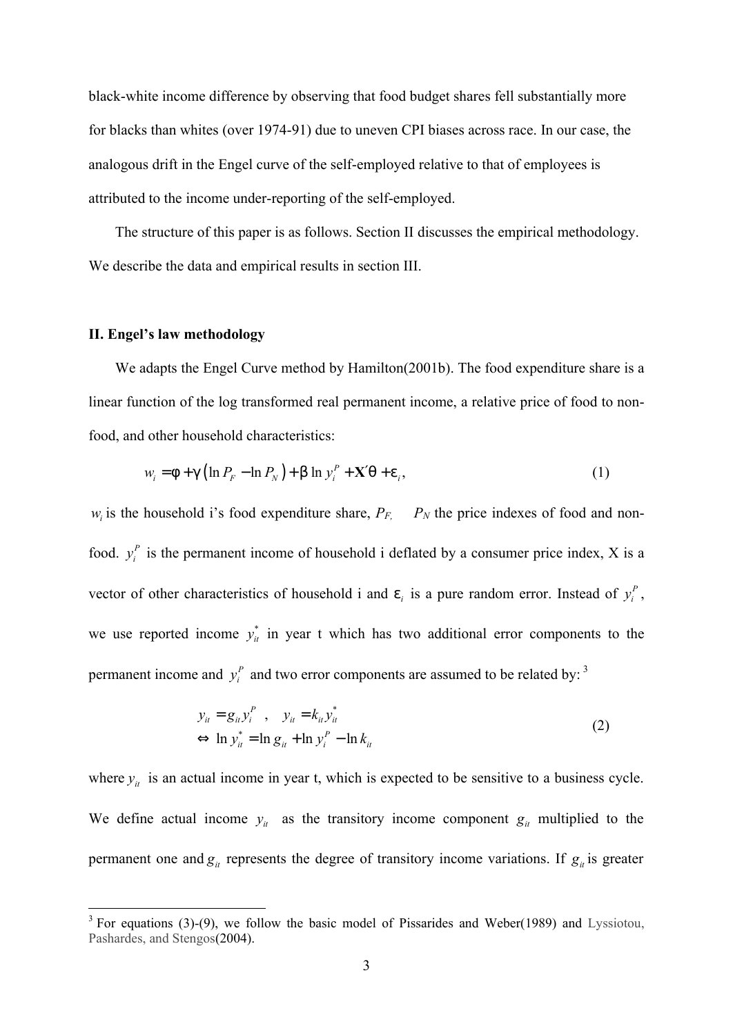black-white income difference by observing that food budget shares fell substantially more for blacks than whites (over 1974-91) due to uneven CPI biases across race. In our case, the analogous drift in the Engel curve of the self-employed relative to that of employees is attributed to the income under-reporting of the self-employed.

The structure of this paper is as follows. Section II discusses the empirical methodology. We describe the data and empirical results in section III.

## II. Engel's law methodology

We adapts the Engel Curve method by Hamilton(2001b). The food expenditure share is a linear function of the log transformed real permanent income, a relative price of food to non-food, and other household characteristics:

$$w_i = \phi + \gamma\left(\ln P_F - \ln P_N\right) + \beta \ln y_i^P + \mathbf{X}'\theta + \varepsilon_i, \tag{1}$$

$w_i$ is the household i's food expenditure share, $P_F$, $P_N$ the price indexes of food and non-food. $y_i^P$ is the permanent income of household i deflated by a consumer price index, X is a vector of other characteristics of household i and $\varepsilon_i$ is a pure random error. Instead of $y_i^P$, we use reported income $y_{it}^*$ in year t which has two additional error components to the permanent income and $y_i^P$ and two error components are assumed to be related by: [3]

$$\begin{aligned} &y_{it} = g_{it} y_i^P \quad , \quad y_{it} = k_{it} y_{it}^* \\ &\Leftrightarrow \ \ln y_{it}^* = \ln g_{it} + \ln y_i^P - \ln k_{it} \end{aligned} \tag{2}$$

where $y_{it}$ is an actual income in year t, which is expected to be sensitive to a business cycle. We define actual income $y_{it}$ as the transitory income component $g_{it}$ multiplied to the permanent one and $g_{it}$ represents the degree of transitory income variations. If $g_{it}$ is greater

[3] For equations (3)-(9), we follow the basic model of Pissarides and Weber(1989) and Lyssiotou, Pashardes, and Stengos(2004).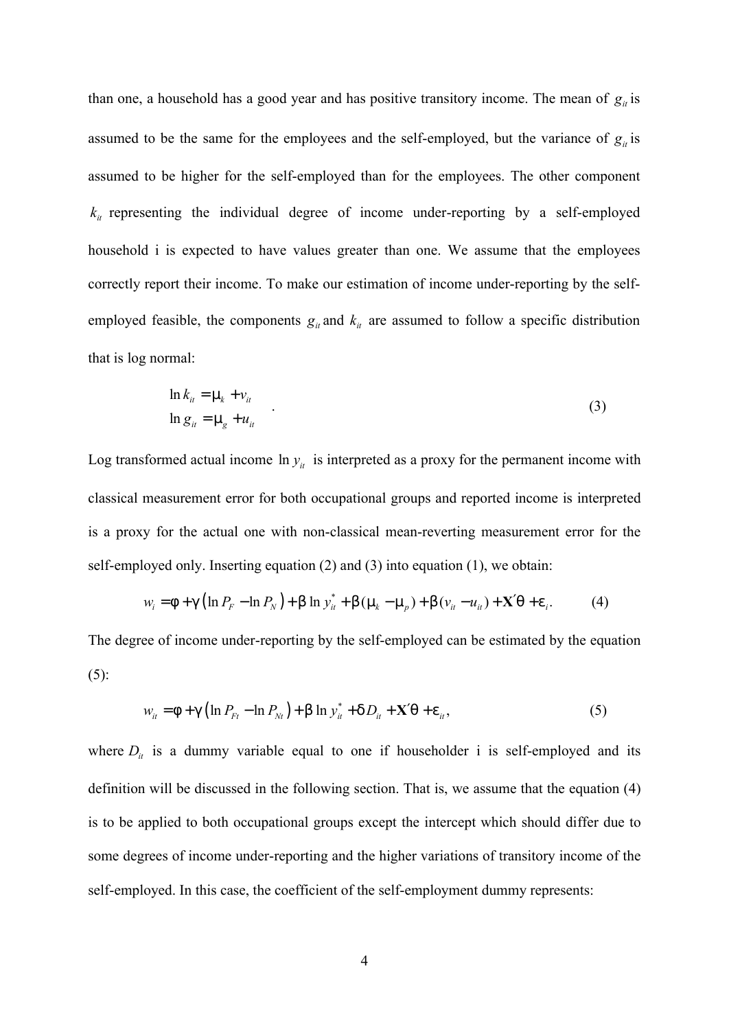than one, a household has a good year and has positive transitory income. The mean of $g_{it}$ is assumed to be the same for the employees and the self-employed, but the variance of $g_{it}$ is assumed to be higher for the self-employed than for the employees. The other component $k_{it}$ representing the individual degree of income under-reporting by a self-employed household i is expected to have values greater than one. We assume that the employees correctly report their income. To make our estimation of income under-reporting by the self-employed feasible, the components $g_{it}$ and $k_{it}$ are assumed to follow a specific distribution that is log normal:

$$\begin{aligned} \ln k_{it} &= \mu_k + v_{it} \\ \ln g_{it} &= \mu_g + u_{it} \end{aligned} \quad . \tag{3}$$

Log transformed actual income $\ln y_{it}$ is interpreted as a proxy for the permanent income with classical measurement error for both occupational groups and reported income is interpreted is a proxy for the actual one with non-classical mean-reverting measurement error for the self-employed only. Inserting equation (2) and (3) into equation (1), we obtain:

$$w_i = \phi + \gamma\left(\ln P_F - \ln P_N\right) + \beta \ln y_{it}^* + \beta(\mu_k - \mu_p) + \beta(v_{it} - u_{it}) + \mathbf{X}'\theta + \varepsilon_i . \tag{4}$$

The degree of income under-reporting by the self-employed can be estimated by the equation (5):

$$w_{it} = \phi + \gamma\left(\ln P_{Ft} - \ln P_{Nt}\right) + \beta \ln y_{it}^* + \delta D_{it} + \mathbf{X}'\theta + \varepsilon_{it} , \tag{5}$$

where $D_{it}$ is a dummy variable equal to one if householder i is self-employed and its definition will be discussed in the following section. That is, we assume that the equation (4) is to be applied to both occupational groups except the intercept which should differ due to some degrees of income under-reporting and the higher variations of transitory income of the self-employed. In this case, the coefficient of the self-employment dummy represents: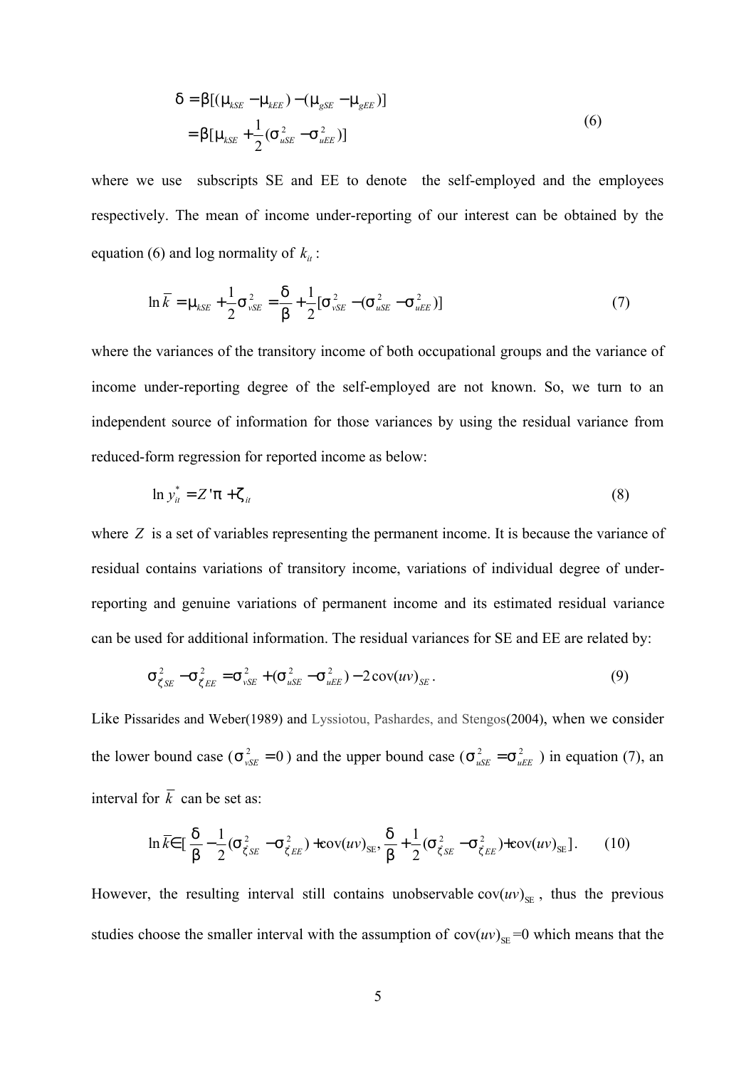$$
\begin{aligned}
\delta &= \beta[(\mu_{kSE} - \mu_{kEE}) - (\mu_{gSE} - \mu_{gEE})] \\
&= \beta[\mu_{kSE} + \frac{1}{2}(\sigma^2_{uSE} - \sigma^2_{uEE})]
\end{aligned}
\tag{6}
$$

where we use subscripts SE and EE to denote the self-employed and the employees respectively. The mean of income under-reporting of our interest can be obtained by the equation (6) and log normality of $k_{it}$:

$$
\ln \bar{k} = \mu_{kSE} + \frac{1}{2}\sigma^2_{vSE} = \frac{\delta}{\beta} + \frac{1}{2}[\sigma^2_{vSE} - (\sigma^2_{uSE} - \sigma^2_{uEE})] \tag{7}
$$

where the variances of the transitory income of both occupational groups and the variance of income under-reporting degree of the self-employed are not known. So, we turn to an independent source of information for those variances by using the residual variance from reduced-form regression for reported income as below:

$$
\ln y^*_{it} = Z'\pi + \zeta_{it} \tag{8}
$$

where $Z$ is a set of variables representing the permanent income. It is because the variance of residual contains variations of transitory income, variations of individual degree of under-reporting and genuine variations of permanent income and its estimated residual variance can be used for additional information. The residual variances for SE and EE are related by:

$$
\sigma^2_{\zeta SE} - \sigma^2_{\zeta EE} = \sigma^2_{vSE} + (\sigma^2_{uSE} - \sigma^2_{uEE}) - 2\,\mathrm{cov}(uv)_{SE}. \tag{9}
$$

Like Pissarides and Weber(1989) and Lyssiotou, Pashardes, and Stengos(2004), when we consider the lower bound case ($\sigma^2_{vSE} = 0$) and the upper bound case ($\sigma^2_{uSE} = \sigma^2_{uEE}$) in equation (7), an interval for $\bar{k}$ can be set as:

$$
\ln \bar{k} \in [\frac{\delta}{\beta} - \frac{1}{2}(\sigma^2_{\zeta SE} - \sigma^2_{\zeta EE}) + \mathrm{cov}(uv)_{SE}, \frac{\delta}{\beta} + \frac{1}{2}(\sigma^2_{\zeta SE} - \sigma^2_{\zeta EE}) + \mathrm{cov}(uv)_{SE}]. \tag{10}
$$

However, the resulting interval still contains unobservable $\mathrm{cov}(uv)_{SE}$, thus the previous studies choose the smaller interval with the assumption of $\mathrm{cov}(uv)_{SE}=0$ which means that the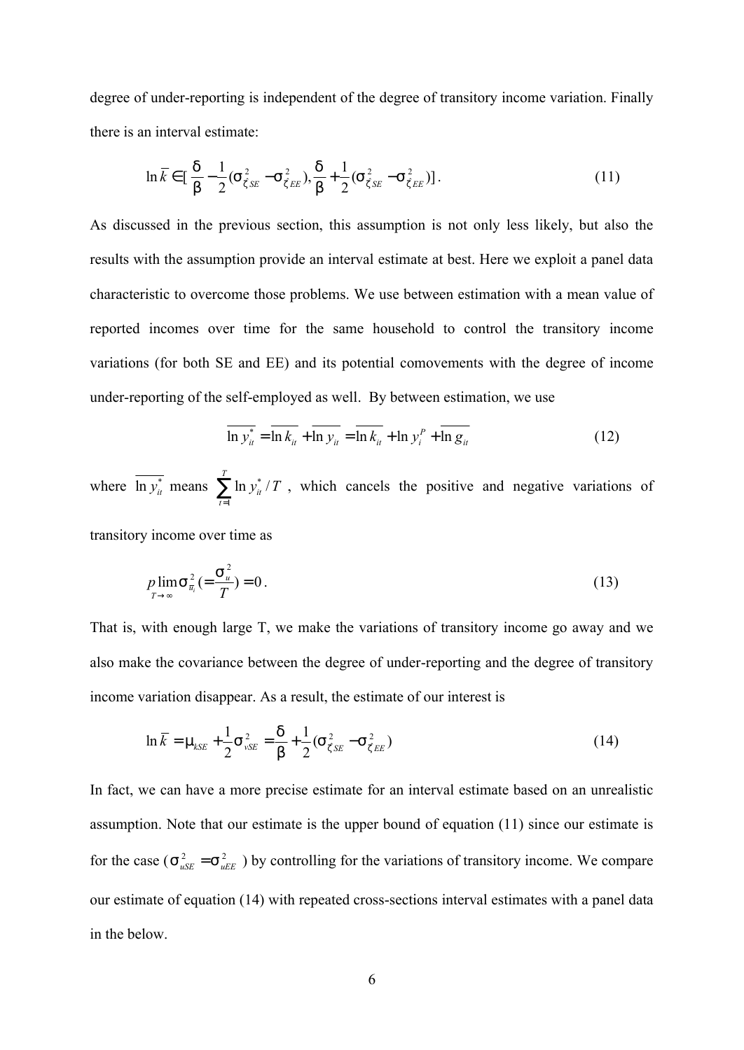degree of under-reporting is independent of the degree of transitory income variation. Finally there is an interval estimate:

$$\ln \bar{k} \in [\frac{\delta}{\beta} - \frac{1}{2}(\sigma^2_{\zeta SE} - \sigma^2_{\zeta EE}), \frac{\delta}{\beta} + \frac{1}{2}(\sigma^2_{\zeta SE} - \sigma^2_{\zeta EE})]. \tag{11}$$

As discussed in the previous section, this assumption is not only less likely, but also the results with the assumption provide an interval estimate at best. Here we exploit a panel data characteristic to overcome those problems. We use between estimation with a mean value of reported incomes over time for the same household to control the transitory income variations (for both SE and EE) and its potential comovements with the degree of income under-reporting of the self-employed as well. By between estimation, we use

$$\overline{\ln y^*_{it}} = \overline{\ln k_{it}} + \overline{\ln y_{it}} = \overline{\ln k_{it}} + \ln y^P_i + \overline{\ln g_{it}} \tag{12}$$

where $\overline{\ln y^*_{it}}$ means $\sum_{t=1}^{T} \ln y^*_{it} / T$, which cancels the positive and negative variations of transitory income over time as

$$p\lim_{T \to \infty} \sigma^2_{\overline{u}_i} (= \frac{\sigma^2_u}{T}) = 0. \tag{13}$$

That is, with enough large T, we make the variations of transitory income go away and we also make the covariance between the degree of under-reporting and the degree of transitory income variation disappear. As a result, the estimate of our interest is

$$\ln \bar{k} = \mu_{kSE} + \frac{1}{2}\sigma^2_{vSE} = \frac{\delta}{\beta} + \frac{1}{2}(\sigma^2_{\zeta SE} - \sigma^2_{\zeta EE}) \tag{14}$$

In fact, we can have a more precise estimate for an interval estimate based on an unrealistic assumption. Note that our estimate is the upper bound of equation (11) since our estimate is for the case ($\sigma^2_{uSE} = \sigma^2_{uEE}$) by controlling for the variations of transitory income. We compare our estimate of equation (14) with repeated cross-sections interval estimates with a panel data in the below.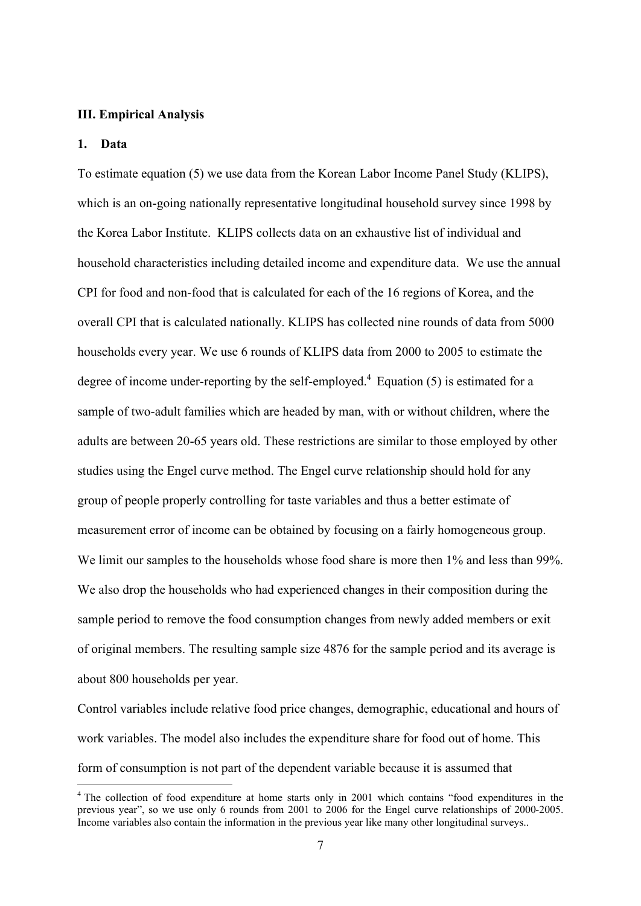### III. Empirical Analysis

#### 1. Data

To estimate equation (5) we use data from the Korean Labor Income Panel Study (KLIPS), which is an on-going nationally representative longitudinal household survey since 1998 by the Korea Labor Institute. KLIPS collects data on an exhaustive list of individual and household characteristics including detailed income and expenditure data. We use the annual CPI for food and non-food that is calculated for each of the 16 regions of Korea, and the overall CPI that is calculated nationally. KLIPS has collected nine rounds of data from 5000 households every year. We use 6 rounds of KLIPS data from 2000 to 2005 to estimate the degree of income under-reporting by the self-employed.[4] Equation (5) is estimated for a sample of two-adult families which are headed by man, with or without children, where the adults are between 20-65 years old. These restrictions are similar to those employed by other studies using the Engel curve method. The Engel curve relationship should hold for any group of people properly controlling for taste variables and thus a better estimate of measurement error of income can be obtained by focusing on a fairly homogeneous group. We limit our samples to the households whose food share is more then 1% and less than 99%. We also drop the households who had experienced changes in their composition during the sample period to remove the food consumption changes from newly added members or exit of original members. The resulting sample size 4876 for the sample period and its average is about 800 households per year.

Control variables include relative food price changes, demographic, educational and hours of work variables. The model also includes the expenditure share for food out of home. This form of consumption is not part of the dependent variable because it is assumed that

[4] The collection of food expenditure at home starts only in 2001 which contains "food expenditures in the previous year", so we use only 6 rounds from 2001 to 2006 for the Engel curve relationships of 2000-2005. Income variables also contain the information in the previous year like many other longitudinal surveys..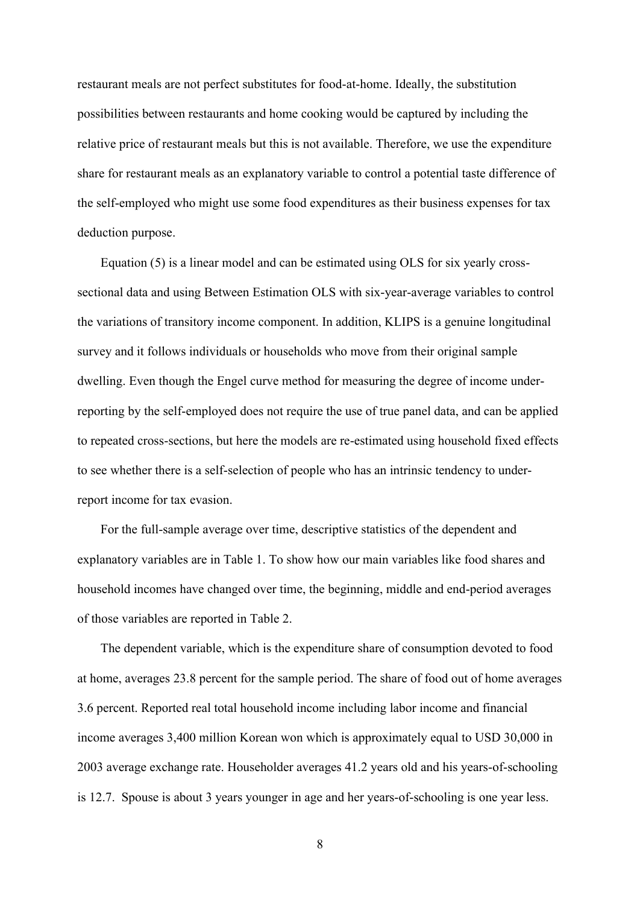restaurant meals are not perfect substitutes for food-at-home. Ideally, the substitution possibilities between restaurants and home cooking would be captured by including the relative price of restaurant meals but this is not available. Therefore, we use the expenditure share for restaurant meals as an explanatory variable to control a potential taste difference of the self-employed who might use some food expenditures as their business expenses for tax deduction purpose.

Equation (5) is a linear model and can be estimated using OLS for six yearly cross-sectional data and using Between Estimation OLS with six-year-average variables to control the variations of transitory income component. In addition, KLIPS is a genuine longitudinal survey and it follows individuals or households who move from their original sample dwelling. Even though the Engel curve method for measuring the degree of income under-reporting by the self-employed does not require the use of true panel data, and can be applied to repeated cross-sections, but here the models are re-estimated using household fixed effects to see whether there is a self-selection of people who has an intrinsic tendency to under-report income for tax evasion.

For the full-sample average over time, descriptive statistics of the dependent and explanatory variables are in Table 1. To show how our main variables like food shares and household incomes have changed over time, the beginning, middle and end-period averages of those variables are reported in Table 2.

The dependent variable, which is the expenditure share of consumption devoted to food at home, averages 23.8 percent for the sample period. The share of food out of home averages 3.6 percent. Reported real total household income including labor income and financial income averages 3,400 million Korean won which is approximately equal to USD 30,000 in 2003 average exchange rate. Householder averages 41.2 years old and his years-of-schooling is 12.7. Spouse is about 3 years younger in age and her years-of-schooling is one year less.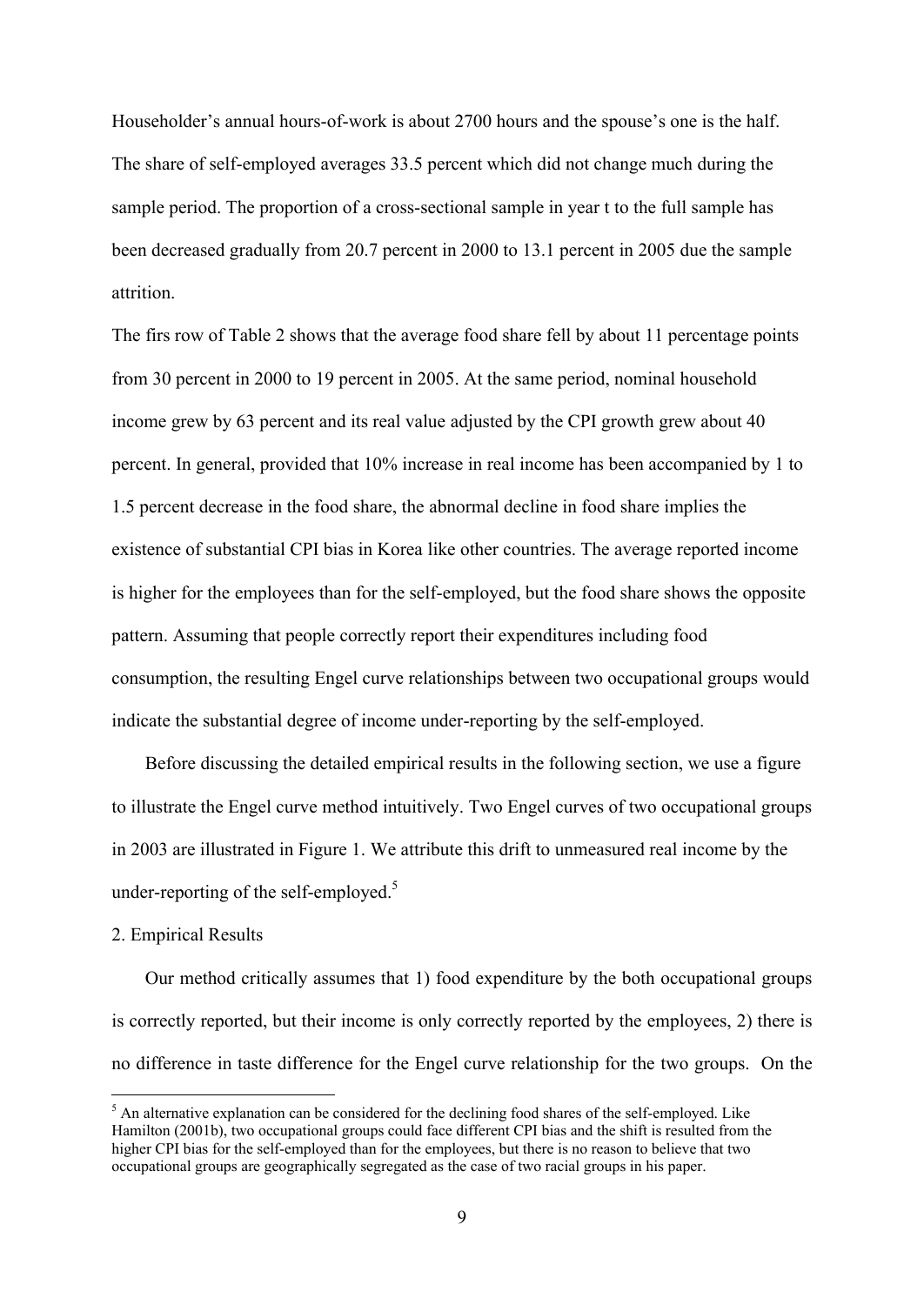Householder's annual hours-of-work is about 2700 hours and the spouse's one is the half. The share of self-employed averages 33.5 percent which did not change much during the sample period. The proportion of a cross-sectional sample in year t to the full sample has been decreased gradually from 20.7 percent in 2000 to 13.1 percent in 2005 due the sample attrition.

The firs row of Table 2 shows that the average food share fell by about 11 percentage points from 30 percent in 2000 to 19 percent in 2005. At the same period, nominal household income grew by 63 percent and its real value adjusted by the CPI growth grew about 40 percent. In general, provided that 10% increase in real income has been accompanied by 1 to 1.5 percent decrease in the food share, the abnormal decline in food share implies the existence of substantial CPI bias in Korea like other countries. The average reported income is higher for the employees than for the self-employed, but the food share shows the opposite pattern. Assuming that people correctly report their expenditures including food consumption, the resulting Engel curve relationships between two occupational groups would indicate the substantial degree of income under-reporting by the self-employed.

Before discussing the detailed empirical results in the following section, we use a figure to illustrate the Engel curve method intuitively. Two Engel curves of two occupational groups in 2003 are illustrated in Figure 1. We attribute this drift to unmeasured real income by the under-reporting of the self-employed.[5]

## 2. Empirical Results

Our method critically assumes that 1) food expenditure by the both occupational groups is correctly reported, but their income is only correctly reported by the employees, 2) there is no difference in taste difference for the Engel curve relationship for the two groups. On the

[5] An alternative explanation can be considered for the declining food shares of the self-employed. Like Hamilton (2001b), two occupational groups could face different CPI bias and the shift is resulted from the higher CPI bias for the self-employed than for the employees, but there is no reason to believe that two occupational groups are geographically segregated as the case of two racial groups in his paper.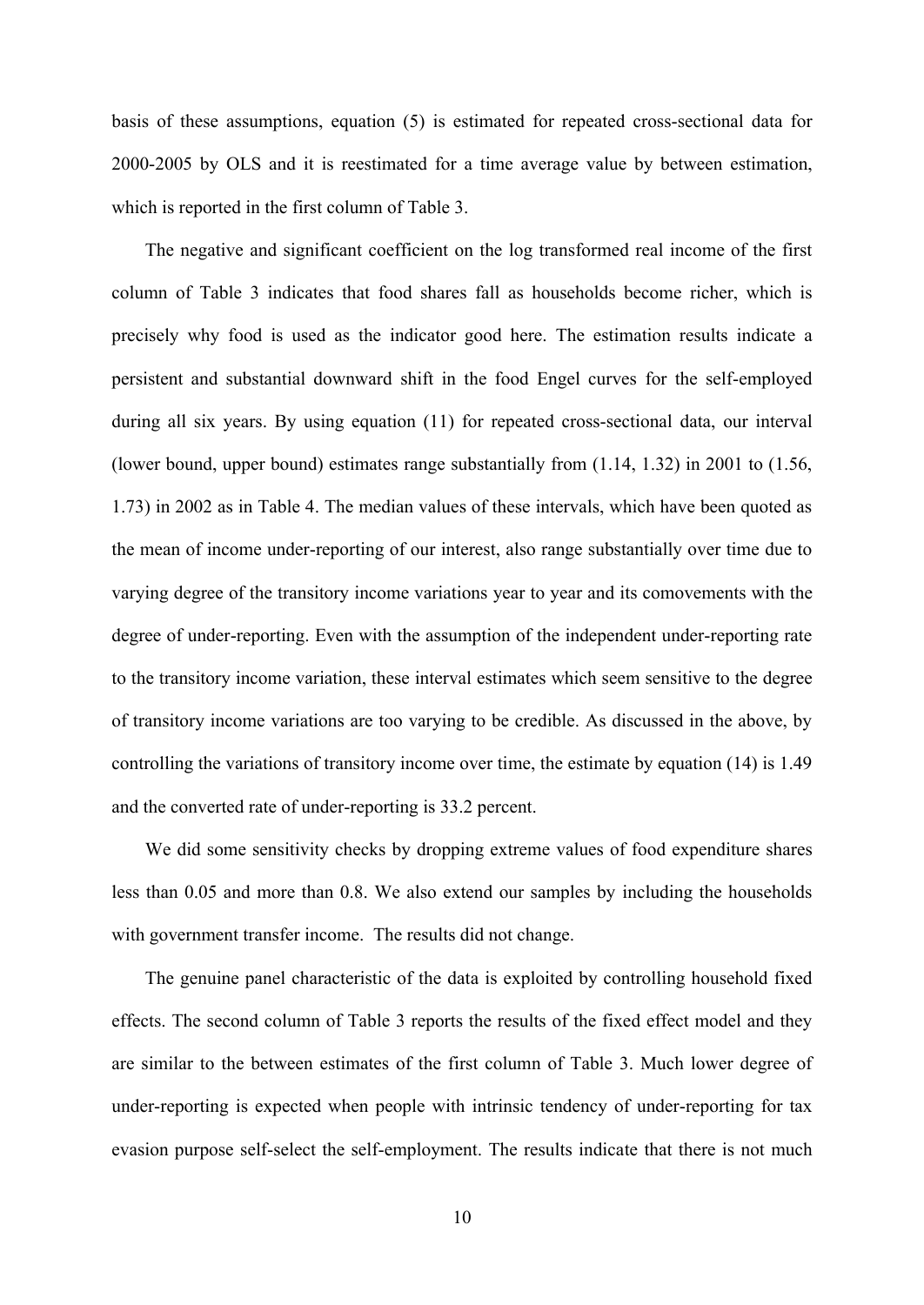basis of these assumptions, equation (5) is estimated for repeated cross-sectional data for 2000-2005 by OLS and it is reestimated for a time average value by between estimation, which is reported in the first column of Table 3.

The negative and significant coefficient on the log transformed real income of the first column of Table 3 indicates that food shares fall as households become richer, which is precisely why food is used as the indicator good here. The estimation results indicate a persistent and substantial downward shift in the food Engel curves for the self-employed during all six years. By using equation (11) for repeated cross-sectional data, our interval (lower bound, upper bound) estimates range substantially from (1.14, 1.32) in 2001 to (1.56, 1.73) in 2002 as in Table 4. The median values of these intervals, which have been quoted as the mean of income under-reporting of our interest, also range substantially over time due to varying degree of the transitory income variations year to year and its comovements with the degree of under-reporting. Even with the assumption of the independent under-reporting rate to the transitory income variation, these interval estimates which seem sensitive to the degree of transitory income variations are too varying to be credible. As discussed in the above, by controlling the variations of transitory income over time, the estimate by equation (14) is 1.49 and the converted rate of under-reporting is 33.2 percent.

We did some sensitivity checks by dropping extreme values of food expenditure shares less than 0.05 and more than 0.8. We also extend our samples by including the households with government transfer income. The results did not change.

The genuine panel characteristic of the data is exploited by controlling household fixed effects. The second column of Table 3 reports the results of the fixed effect model and they are similar to the between estimates of the first column of Table 3. Much lower degree of under-reporting is expected when people with intrinsic tendency of under-reporting for tax evasion purpose self-select the self-employment. The results indicate that there is not much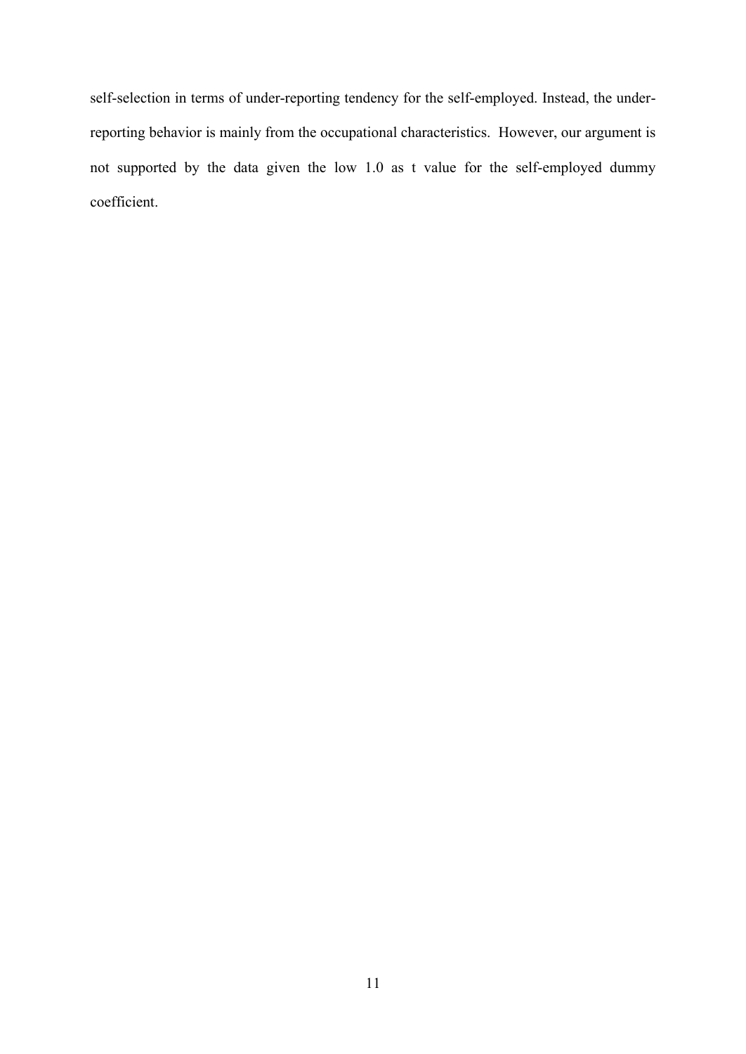self-selection in terms of under-reporting tendency for the self-employed. Instead, the under-reporting behavior is mainly from the occupational characteristics. However, our argument is not supported by the data given the low 1.0 as t value for the self-employed dummy coefficient.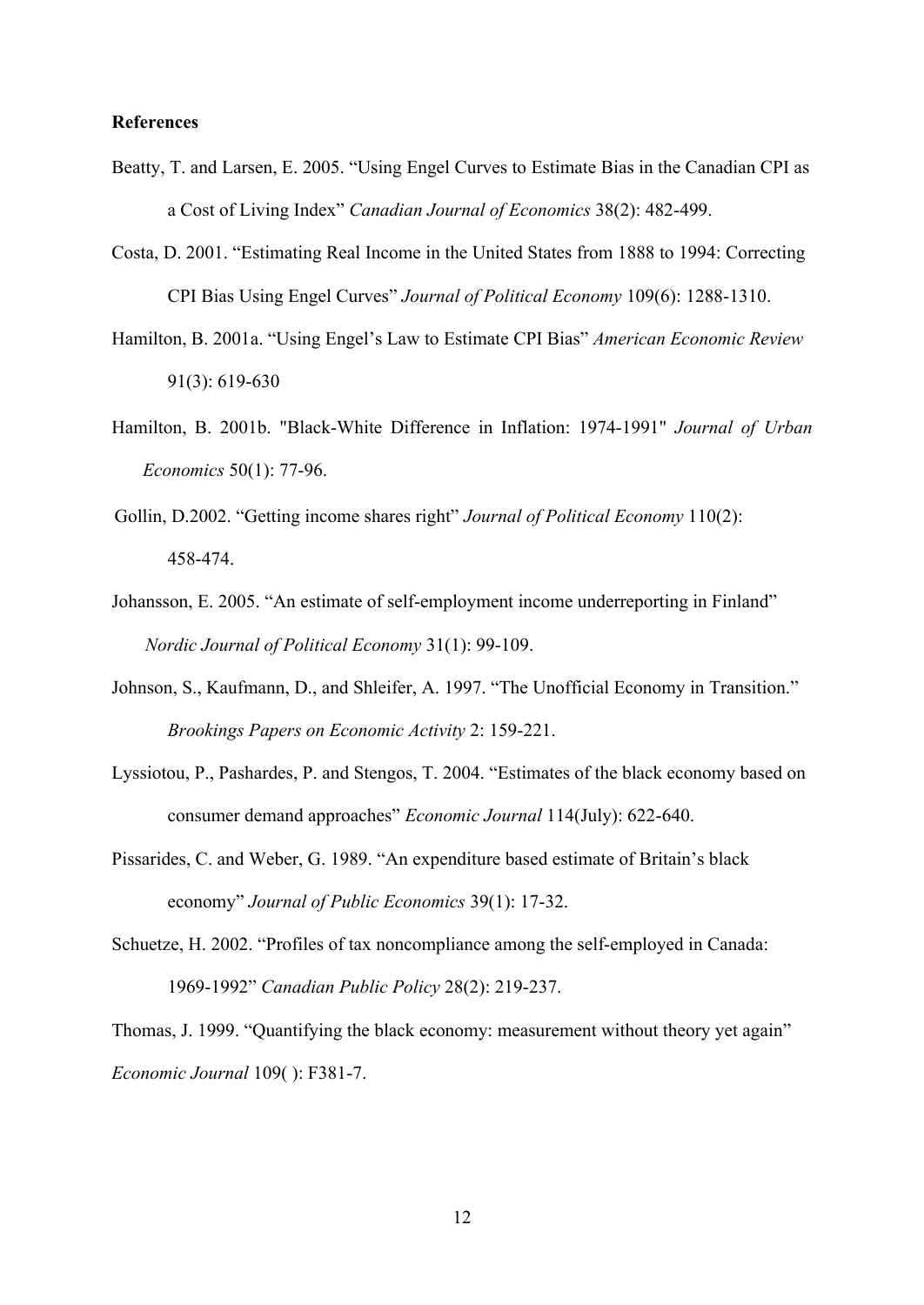**References**

Beatty, T. and Larsen, E. 2005. "Using Engel Curves to Estimate Bias in the Canadian CPI as a Cost of Living Index" *Canadian Journal of Economics* 38(2): 482-499.

Costa, D. 2001. "Estimating Real Income in the United States from 1888 to 1994: Correcting CPI Bias Using Engel Curves" *Journal of Political Economy* 109(6): 1288-1310.

Hamilton, B. 2001a. "Using Engel's Law to Estimate CPI Bias" *American Economic Review* 91(3): 619-630

Hamilton, B. 2001b. "Black-White Difference in Inflation: 1974-1991" *Journal of Urban Economics* 50(1): 77-96.

Gollin, D.2002. "Getting income shares right" *Journal of Political Economy* 110(2): 458-474.

Johansson, E. 2005. "An estimate of self-employment income underreporting in Finland" *Nordic Journal of Political Economy* 31(1): 99-109.

Johnson, S., Kaufmann, D., and Shleifer, A. 1997. "The Unofficial Economy in Transition." *Brookings Papers on Economic Activity* 2: 159-221.

Lyssiotou, P., Pashardes, P. and Stengos, T. 2004. "Estimates of the black economy based on consumer demand approaches" *Economic Journal* 114(July): 622-640.

Pissarides, C. and Weber, G. 1989. "An expenditure based estimate of Britain's black economy" *Journal of Public Economics* 39(1): 17-32.

Schuetze, H. 2002. "Profiles of tax noncompliance among the self-employed in Canada: 1969-1992" *Canadian Public Policy* 28(2): 219-237.

Thomas, J. 1999. "Quantifying the black economy: measurement without theory yet again" *Economic Journal* 109( ): F381-7.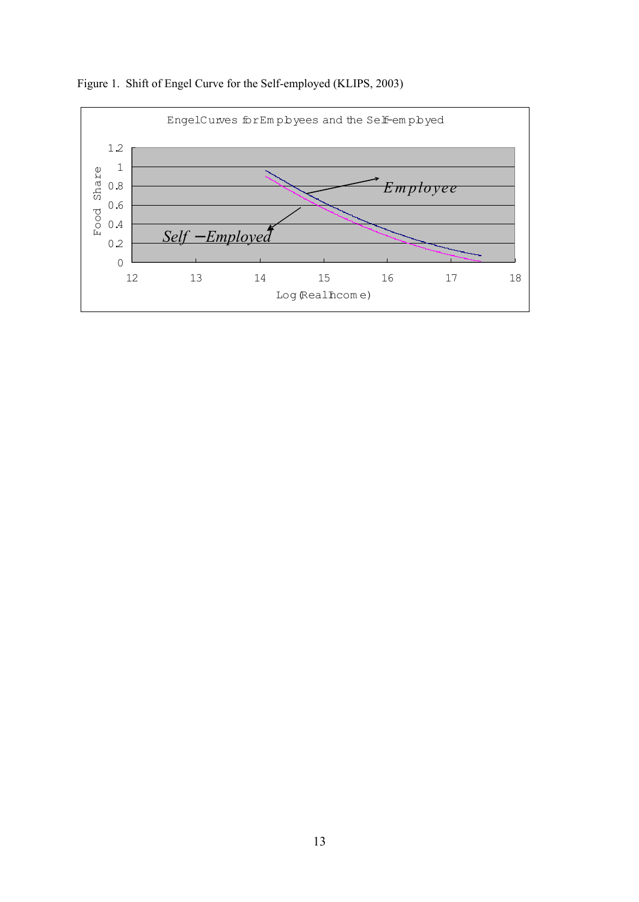Figure 1. Shift of Engel Curve for the Self-employed (KLIPS, 2003)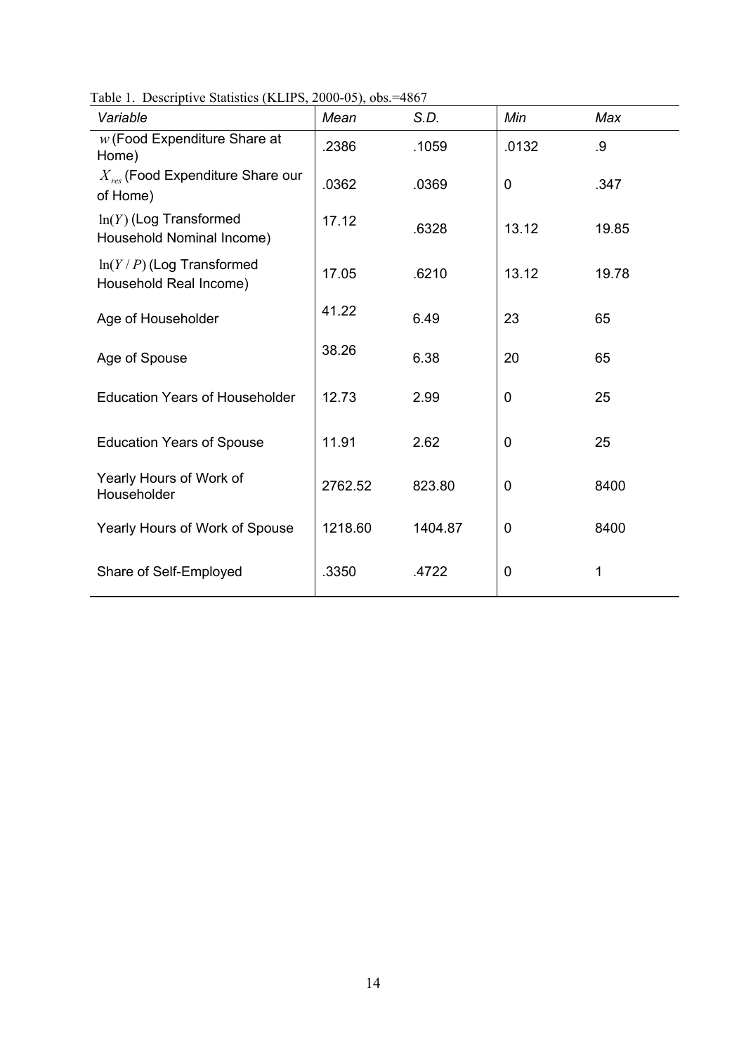Table 1. Descriptive Statistics (KLIPS, 2000-05), obs.=4867

| *Variable* | *Mean* | *S.D.* | *Min* | *Max* |
|---|---|---|---|---|
| $w$ (Food Expenditure Share at Home) | .2386 | .1059 | .0132 | .9 |
| $X_{res}$ (Food Expenditure Share our of Home) | .0362 | .0369 | 0 | .347 |
| $\ln(Y)$ (Log Transformed Household Nominal Income) | 17.12 | .6328 | 13.12 | 19.85 |
| $\ln(Y/P)$ (Log Transformed Household Real Income) | 17.05 | .6210 | 13.12 | 19.78 |
| Age of Householder | 41.22 | 6.49 | 23 | 65 |
| Age of Spouse | 38.26 | 6.38 | 20 | 65 |
| Education Years of Householder | 12.73 | 2.99 | 0 | 25 |
| Education Years of Spouse | 11.91 | 2.62 | 0 | 25 |
| Yearly Hours of Work of Householder | 2762.52 | 823.80 | 0 | 8400 |
| Yearly Hours of Work of Spouse | 1218.60 | 1404.87 | 0 | 8400 |
| Share of Self-Employed | .3350 | .4722 | 0 | 1 |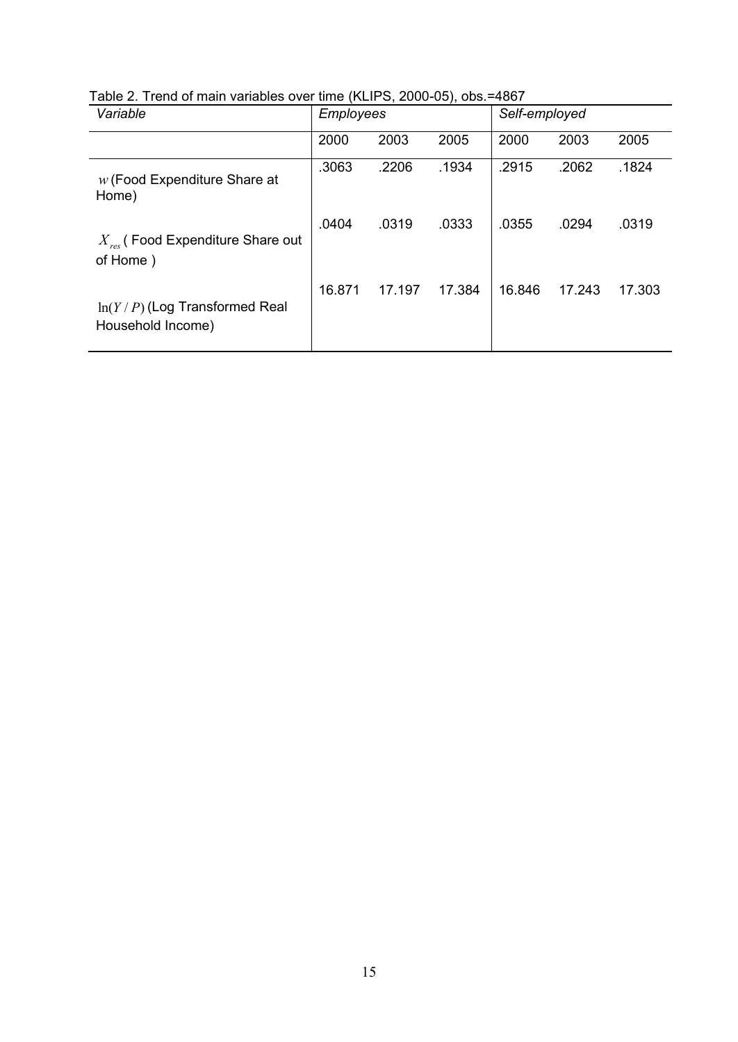Table 2. Trend of main variables over time (KLIPS, 2000-05), obs.=4867

| *Variable* | *Employees* | | | *Self-employed* | | |
|---|---|---|---|---|---|---|
| | 2000 | 2003 | 2005 | 2000 | 2003 | 2005 |
| $w$ (Food Expenditure Share at Home) | .3063 | .2206 | .1934 | .2915 | .2062 | .1824 |
| $X_{res}$ ( Food Expenditure Share out of Home ) | .0404 | .0319 | .0333 | .0355 | .0294 | .0319 |
| $\ln(Y/P)$ (Log Transformed Real Household Income) | 16.871 | 17.197 | 17.384 | 16.846 | 17.243 | 17.303 |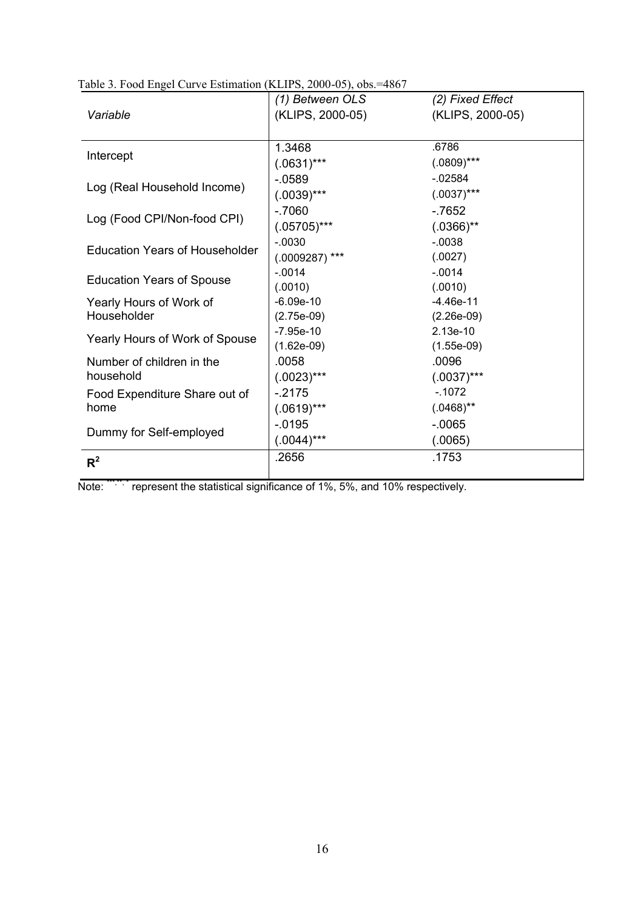Table 3. Food Engel Curve Estimation (KLIPS, 2000-05), obs.=4867

| *Variable* | *(1) Between OLS* (KLIPS, 2000-05) | *(2) Fixed Effect* (KLIPS, 2000-05) |
|---|---|---|
| Intercept | 1.3468<br>(.0631)*** | .6786<br>(.0809)*** |
| Log (Real Household Income) | -.0589<br>(.0039)*** | -.02584<br>(.0037)*** |
| Log (Food CPI/Non-food CPI) | -.7060<br>(.05705)*** | -.7652<br>(.0366)** |
| Education Years of Householder | -.0030<br>(.0009287) *** | -.0038<br>(.0027) |
| Education Years of Spouse | -.0014<br>(.0010) | -.0014<br>(.0010) |
| Yearly Hours of Work of Householder | -6.09e-10<br>(2.75e-09) | -4.46e-11<br>(2.26e-09) |
| Yearly Hours of Work of Spouse | -7.95e-10<br>(1.62e-09) | 2.13e-10<br>(1.55e-09) |
| Number of children in the household | .0058<br>(.0023)*** | .0096<br>(.0037)*** |
| Food Expenditure Share out of home | -.2175<br>(.0619)*** | -.1072<br>(.0468)** |
| Dummy for Self-employed | -.0195<br>(.0044)*** | -.0065<br>(.0065) |
| $R^2$ | .2656 | .1753 |

Note: ***, **, * represent the statistical significance of 1%, 5%, and 10% respectively.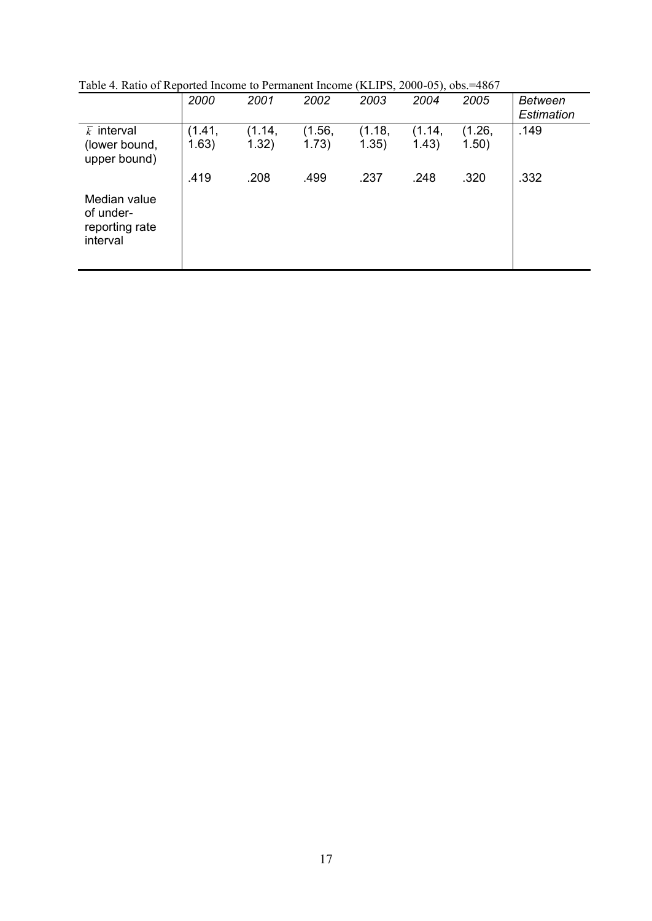Table 4. Ratio of Reported Income to Permanent Income (KLIPS, 2000-05), obs.=4867

| | *2000* | *2001* | *2002* | *2003* | *2004* | *2005* | *Between Estimation* |
|---|---|---|---|---|---|---|---|
| $\bar{k}$ interval (lower bound, upper bound) | (1.41, 1.63) | (1.14, 1.32) | (1.56, 1.73) | (1.18, 1.35) | (1.14, 1.43) | (1.26, 1.50) | .149 |
| Median value of under-reporting rate interval | .419 | .208 | .499 | .237 | .248 | .320 | .332 |